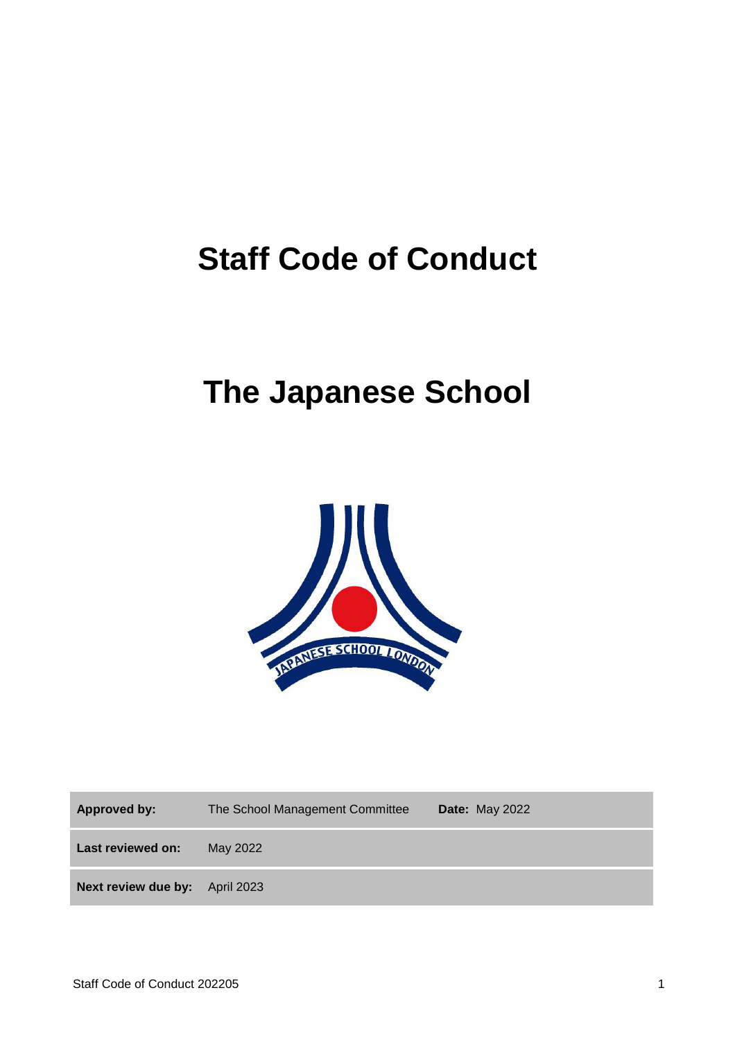# Staff Code of Conduct

# The Japanese School

| | | | |
|---|---|---|---|
| **Approved by:** | The School Management Committee | **Date:** May 2022 | |
| **Last reviewed on:** | May 2022 | | |
| **Next review due by:** | April 2023 | | |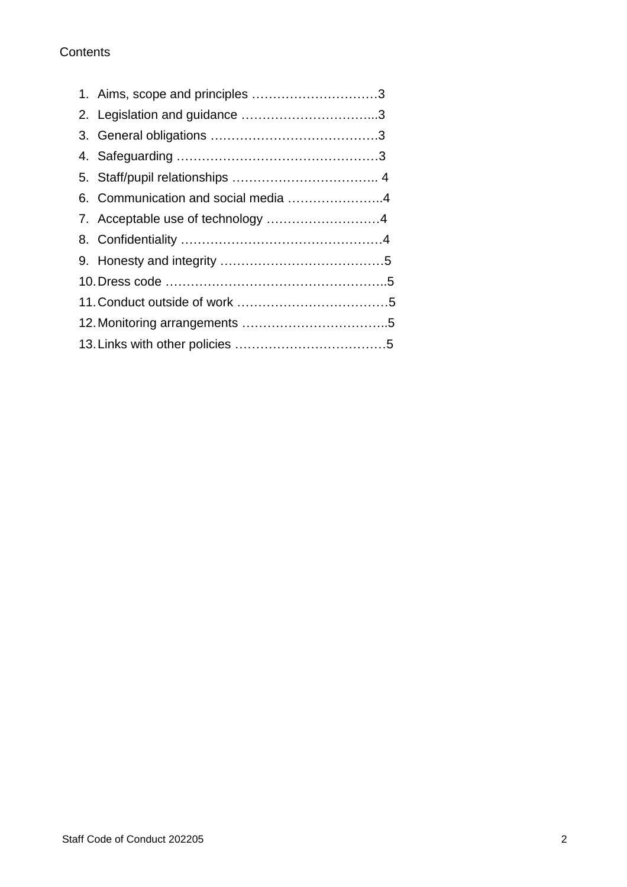Contents

1. Aims, scope and principles ………………………….3
2. Legislation and guidance …………………………...3
3. General obligations ………………………………….3
4. Safeguarding ………………………………………….3
5. Staff/pupil relationships …………………………….. 4
6. Communication and social media …………………..4
7. Acceptable use of technology ………………………4
8. Confidentiality ………………………………………….4
9. Honesty and integrity …………………………………5
10. Dress code ……………………………………………..5
11. Conduct outside of work ………………………………5
12. Monitoring arrangements ……………………………..5
13. Links with other policies ………………………………5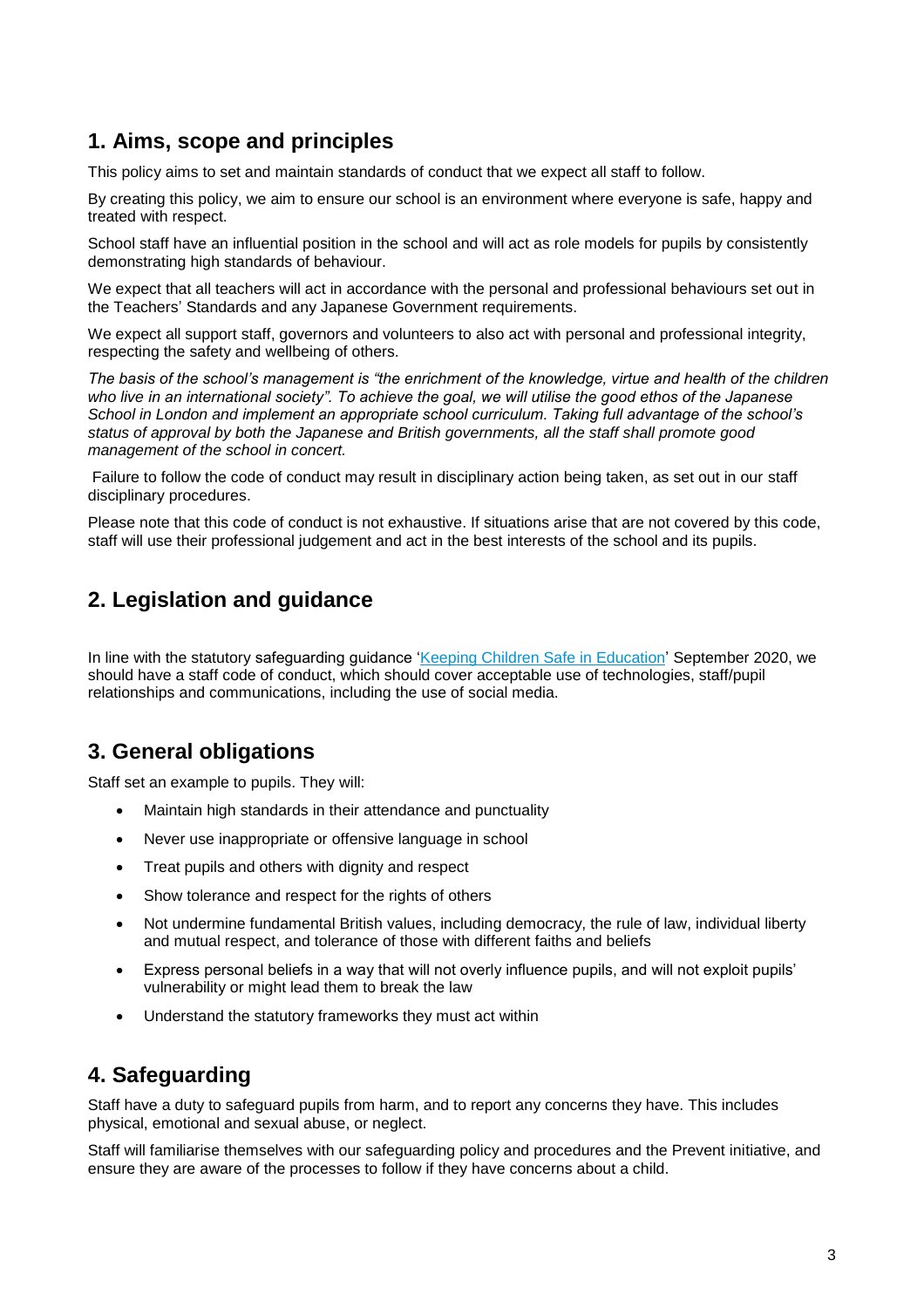## 1. Aims, scope and principles

This policy aims to set and maintain standards of conduct that we expect all staff to follow.

By creating this policy, we aim to ensure our school is an environment where everyone is safe, happy and treated with respect.

School staff have an influential position in the school and will act as role models for pupils by consistently demonstrating high standards of behaviour.

We expect that all teachers will act in accordance with the personal and professional behaviours set out in the Teachers' Standards and any Japanese Government requirements.

We expect all support staff, governors and volunteers to also act with personal and professional integrity, respecting the safety and wellbeing of others.

*The basis of the school's management is "the enrichment of the knowledge, virtue and health of the children who live in an international society". To achieve the goal, we will utilise the good ethos of the Japanese School in London and implement an appropriate school curriculum. Taking full advantage of the school's status of approval by both the Japanese and British governments, all the staff shall promote good management of the school in concert.*

Failure to follow the code of conduct may result in disciplinary action being taken, as set out in our staff disciplinary procedures.

Please note that this code of conduct is not exhaustive. If situations arise that are not covered by this code, staff will use their professional judgement and act in the best interests of the school and its pupils.

## 2. Legislation and guidance

In line with the statutory safeguarding guidance 'Keeping Children Safe in Education' September 2020, we should have a staff code of conduct, which should cover acceptable use of technologies, staff/pupil relationships and communications, including the use of social media.

## 3. General obligations

Staff set an example to pupils. They will:

- Maintain high standards in their attendance and punctuality
- Never use inappropriate or offensive language in school
- Treat pupils and others with dignity and respect
- Show tolerance and respect for the rights of others
- Not undermine fundamental British values, including democracy, the rule of law, individual liberty and mutual respect, and tolerance of those with different faiths and beliefs
- Express personal beliefs in a way that will not overly influence pupils, and will not exploit pupils' vulnerability or might lead them to break the law
- Understand the statutory frameworks they must act within

## 4. Safeguarding

Staff have a duty to safeguard pupils from harm, and to report any concerns they have. This includes physical, emotional and sexual abuse, or neglect.

Staff will familiarise themselves with our safeguarding policy and procedures and the Prevent initiative, and ensure they are aware of the processes to follow if they have concerns about a child.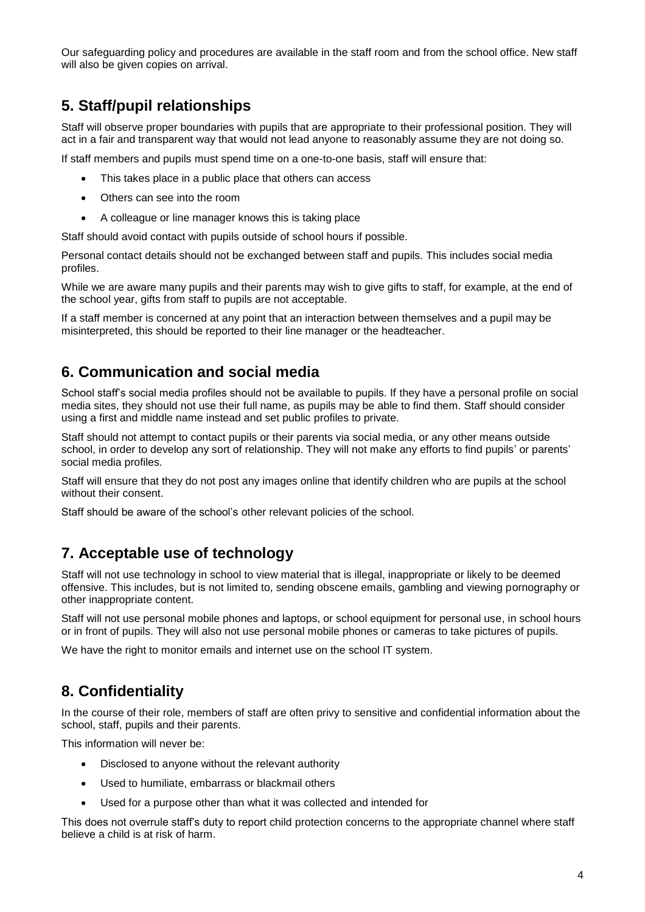Our safeguarding policy and procedures are available in the staff room and from the school office. New staff will also be given copies on arrival.

## 5. Staff/pupil relationships

Staff will observe proper boundaries with pupils that are appropriate to their professional position. They will act in a fair and transparent way that would not lead anyone to reasonably assume they are not doing so.

If staff members and pupils must spend time on a one-to-one basis, staff will ensure that:

- This takes place in a public place that others can access
- Others can see into the room
- A colleague or line manager knows this is taking place

Staff should avoid contact with pupils outside of school hours if possible.

Personal contact details should not be exchanged between staff and pupils. This includes social media profiles.

While we are aware many pupils and their parents may wish to give gifts to staff, for example, at the end of the school year, gifts from staff to pupils are not acceptable.

If a staff member is concerned at any point that an interaction between themselves and a pupil may be misinterpreted, this should be reported to their line manager or the headteacher.

## 6. Communication and social media

School staff's social media profiles should not be available to pupils. If they have a personal profile on social media sites, they should not use their full name, as pupils may be able to find them. Staff should consider using a first and middle name instead and set public profiles to private.

Staff should not attempt to contact pupils or their parents via social media, or any other means outside school, in order to develop any sort of relationship. They will not make any efforts to find pupils' or parents' social media profiles.

Staff will ensure that they do not post any images online that identify children who are pupils at the school without their consent.

Staff should be aware of the school's other relevant policies of the school.

## 7. Acceptable use of technology

Staff will not use technology in school to view material that is illegal, inappropriate or likely to be deemed offensive. This includes, but is not limited to, sending obscene emails, gambling and viewing pornography or other inappropriate content.

Staff will not use personal mobile phones and laptops, or school equipment for personal use, in school hours or in front of pupils. They will also not use personal mobile phones or cameras to take pictures of pupils.

We have the right to monitor emails and internet use on the school IT system.

## 8. Confidentiality

In the course of their role, members of staff are often privy to sensitive and confidential information about the school, staff, pupils and their parents.

This information will never be:

- Disclosed to anyone without the relevant authority
- Used to humiliate, embarrass or blackmail others
- Used for a purpose other than what it was collected and intended for

This does not overrule staff's duty to report child protection concerns to the appropriate channel where staff believe a child is at risk of harm.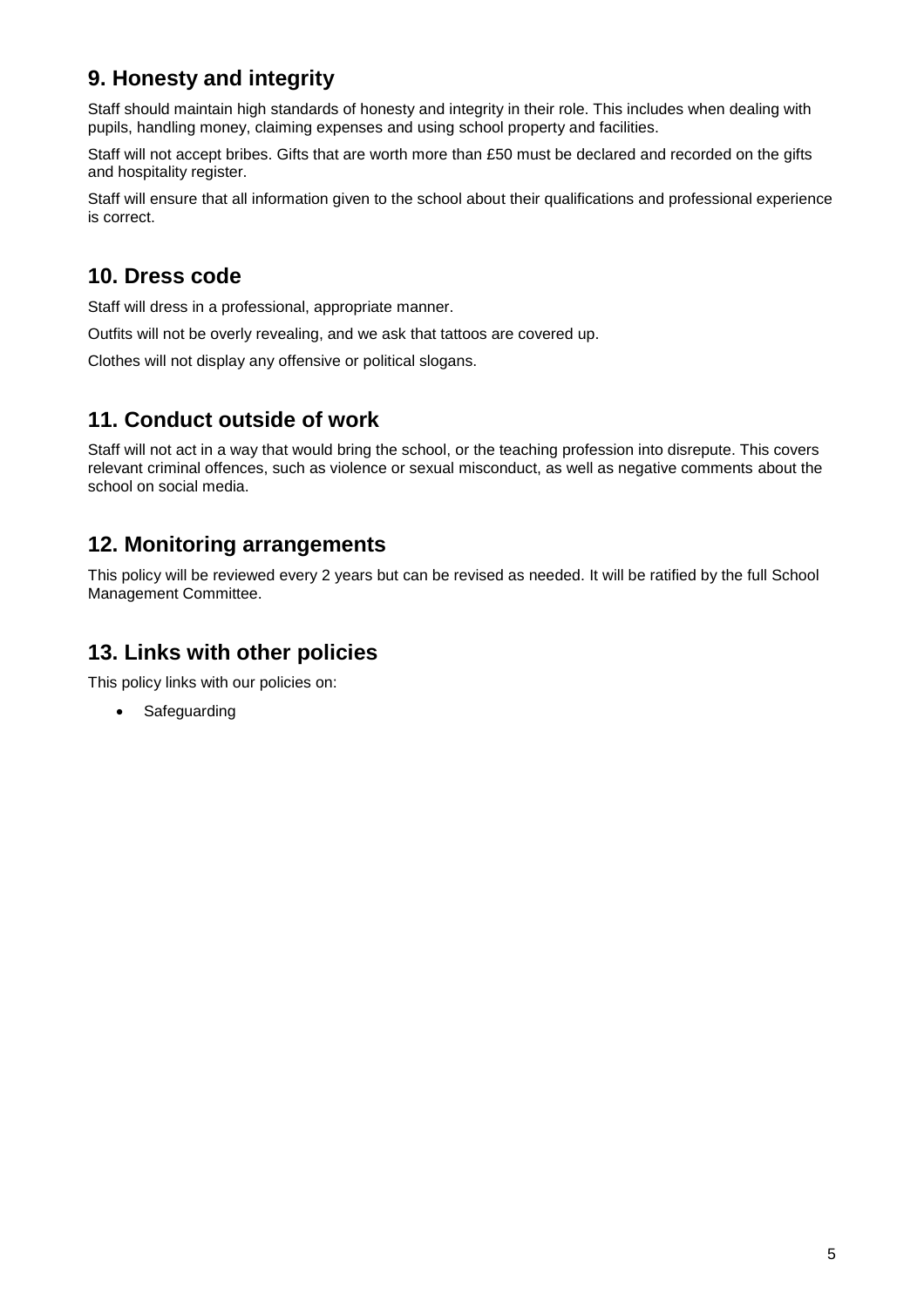## 9. Honesty and integrity

Staff should maintain high standards of honesty and integrity in their role. This includes when dealing with pupils, handling money, claiming expenses and using school property and facilities.

Staff will not accept bribes. Gifts that are worth more than £50 must be declared and recorded on the gifts and hospitality register.

Staff will ensure that all information given to the school about their qualifications and professional experience is correct.

## 10. Dress code

Staff will dress in a professional, appropriate manner.

Outfits will not be overly revealing, and we ask that tattoos are covered up.

Clothes will not display any offensive or political slogans.

## 11. Conduct outside of work

Staff will not act in a way that would bring the school, or the teaching profession into disrepute. This covers relevant criminal offences, such as violence or sexual misconduct, as well as negative comments about the school on social media.

## 12. Monitoring arrangements

This policy will be reviewed every 2 years but can be revised as needed. It will be ratified by the full School Management Committee.

## 13. Links with other policies

This policy links with our policies on:

- Safeguarding